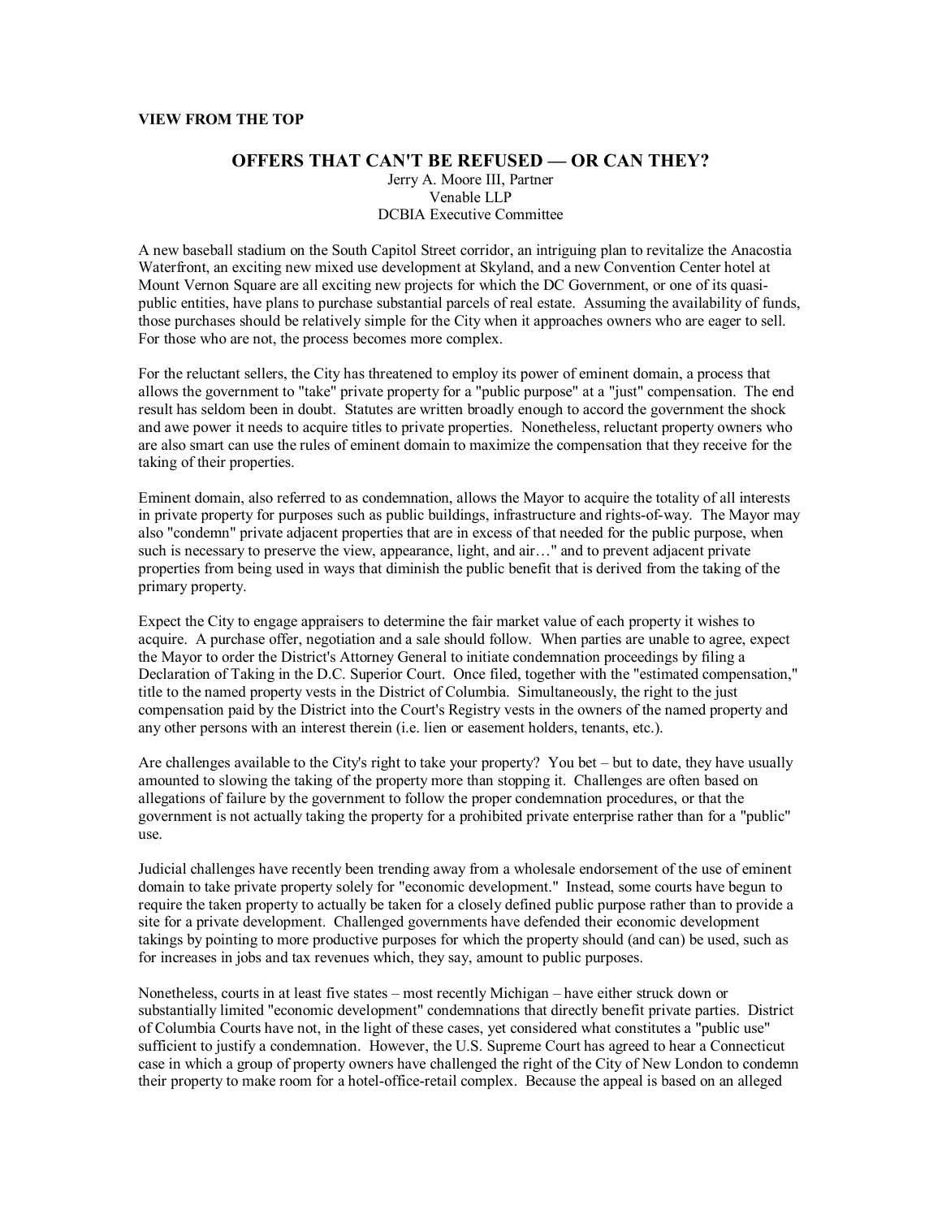**VIEW FROM THE TOP**

## OFFERS THAT CAN'T BE REFUSED — OR CAN THEY?

Jerry A. Moore III, Partner
Venable LLP
DCBIA Executive Committee

A new baseball stadium on the South Capitol Street corridor, an intriguing plan to revitalize the Anacostia Waterfront, an exciting new mixed use development at Skyland, and a new Convention Center hotel at Mount Vernon Square are all exciting new projects for which the DC Government, or one of its quasi-public entities, have plans to purchase substantial parcels of real estate. Assuming the availability of funds, those purchases should be relatively simple for the City when it approaches owners who are eager to sell. For those who are not, the process becomes more complex.

For the reluctant sellers, the City has threatened to employ its power of eminent domain, a process that allows the government to "take" private property for a "public purpose" at a "just" compensation. The end result has seldom been in doubt. Statutes are written broadly enough to accord the government the shock and awe power it needs to acquire titles to private properties. Nonetheless, reluctant property owners who are also smart can use the rules of eminent domain to maximize the compensation that they receive for the taking of their properties.

Eminent domain, also referred to as condemnation, allows the Mayor to acquire the totality of all interests in private property for purposes such as public buildings, infrastructure and rights-of-way. The Mayor may also "condemn" private adjacent properties that are in excess of that needed for the public purpose, when such is necessary to preserve the view, appearance, light, and air…" and to prevent adjacent private properties from being used in ways that diminish the public benefit that is derived from the taking of the primary property.

Expect the City to engage appraisers to determine the fair market value of each property it wishes to acquire. A purchase offer, negotiation and a sale should follow. When parties are unable to agree, expect the Mayor to order the District's Attorney General to initiate condemnation proceedings by filing a Declaration of Taking in the D.C. Superior Court. Once filed, together with the "estimated compensation," title to the named property vests in the District of Columbia. Simultaneously, the right to the just compensation paid by the District into the Court's Registry vests in the owners of the named property and any other persons with an interest therein (i.e. lien or easement holders, tenants, etc.).

Are challenges available to the City's right to take your property? You bet – but to date, they have usually amounted to slowing the taking of the property more than stopping it. Challenges are often based on allegations of failure by the government to follow the proper condemnation procedures, or that the government is not actually taking the property for a prohibited private enterprise rather than for a "public" use.

Judicial challenges have recently been trending away from a wholesale endorsement of the use of eminent domain to take private property solely for "economic development." Instead, some courts have begun to require the taken property to actually be taken for a closely defined public purpose rather than to provide a site for a private development. Challenged governments have defended their economic development takings by pointing to more productive purposes for which the property should (and can) be used, such as for increases in jobs and tax revenues which, they say, amount to public purposes.

Nonetheless, courts in at least five states – most recently Michigan – have either struck down or substantially limited "economic development" condemnations that directly benefit private parties. District of Columbia Courts have not, in the light of these cases, yet considered what constitutes a "public use" sufficient to justify a condemnation. However, the U.S. Supreme Court has agreed to hear a Connecticut case in which a group of property owners have challenged the right of the City of New London to condemn their property to make room for a hotel-office-retail complex. Because the appeal is based on an alleged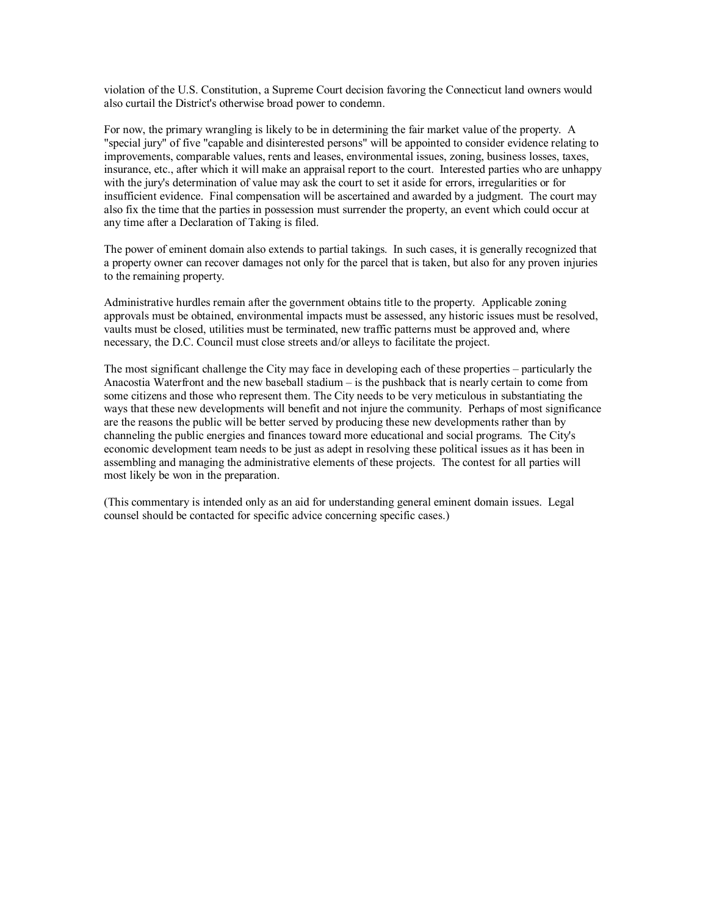violation of the U.S. Constitution, a Supreme Court decision favoring the Connecticut land owners would also curtail the District's otherwise broad power to condemn.

For now, the primary wrangling is likely to be in determining the fair market value of the property. A "special jury" of five "capable and disinterested persons" will be appointed to consider evidence relating to improvements, comparable values, rents and leases, environmental issues, zoning, business losses, taxes, insurance, etc., after which it will make an appraisal report to the court. Interested parties who are unhappy with the jury's determination of value may ask the court to set it aside for errors, irregularities or for insufficient evidence. Final compensation will be ascertained and awarded by a judgment. The court may also fix the time that the parties in possession must surrender the property, an event which could occur at any time after a Declaration of Taking is filed.

The power of eminent domain also extends to partial takings. In such cases, it is generally recognized that a property owner can recover damages not only for the parcel that is taken, but also for any proven injuries to the remaining property.

Administrative hurdles remain after the government obtains title to the property. Applicable zoning approvals must be obtained, environmental impacts must be assessed, any historic issues must be resolved, vaults must be closed, utilities must be terminated, new traffic patterns must be approved and, where necessary, the D.C. Council must close streets and/or alleys to facilitate the project.

The most significant challenge the City may face in developing each of these properties – particularly the Anacostia Waterfront and the new baseball stadium – is the pushback that is nearly certain to come from some citizens and those who represent them. The City needs to be very meticulous in substantiating the ways that these new developments will benefit and not injure the community. Perhaps of most significance are the reasons the public will be better served by producing these new developments rather than by channeling the public energies and finances toward more educational and social programs. The City's economic development team needs to be just as adept in resolving these political issues as it has been in assembling and managing the administrative elements of these projects. The contest for all parties will most likely be won in the preparation.

(This commentary is intended only as an aid for understanding general eminent domain issues. Legal counsel should be contacted for specific advice concerning specific cases.)